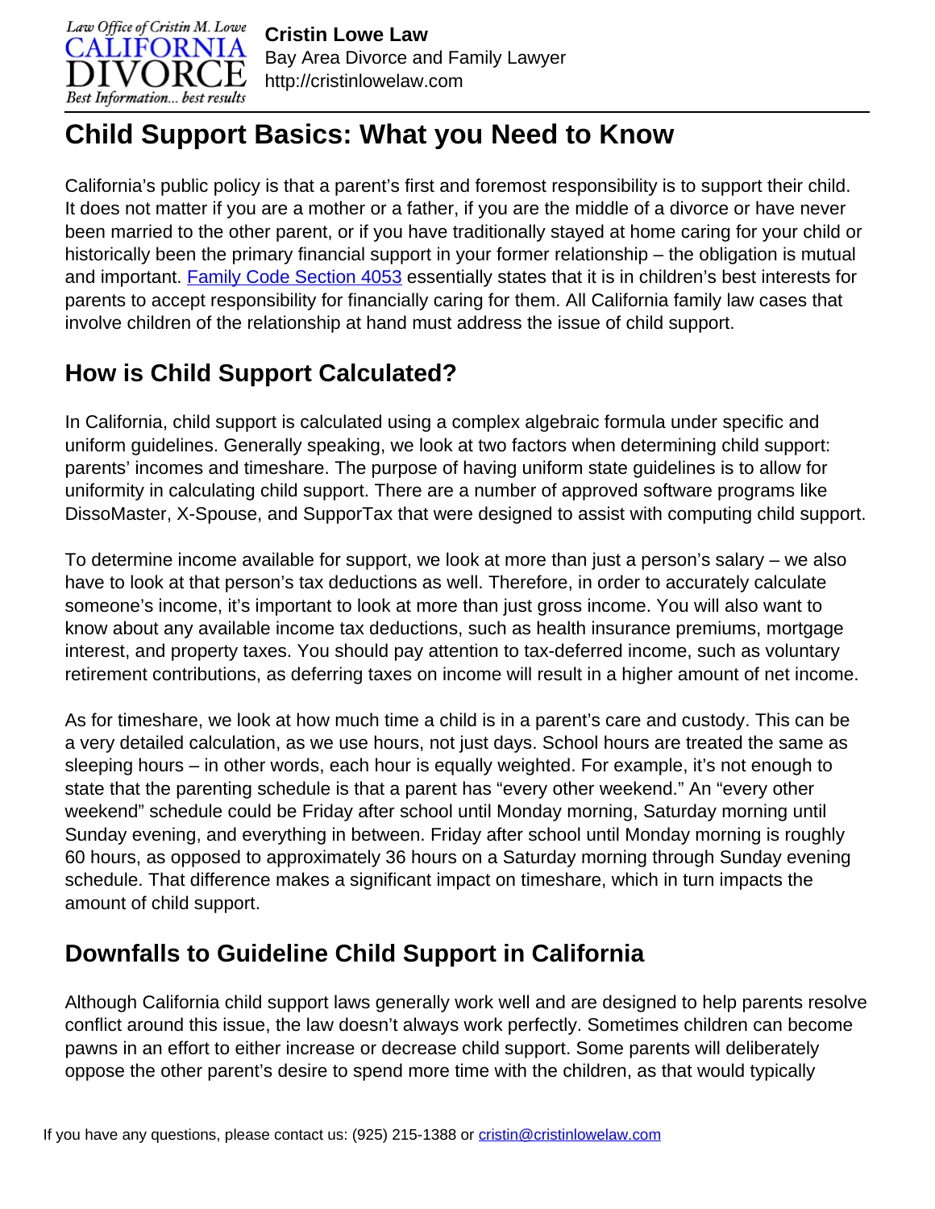# Child Support Basics: What you Need to Know

California's public policy is that a parent's first and foremost responsibility is to support their child. It does not matter if you are a mother or a father, if you are the middle of a divorce or have never been married to the other parent, or if you have traditionally stayed at home caring for your child or historically been the primary financial support in your former relationship – the obligation is mutual and important. Family Code Section 4053 essentially states that it is in children's best interests for parents to accept responsibility for financially caring for them. All California family law cases that involve children of the relationship at hand must address the issue of child support.

## How is Child Support Calculated?

In California, child support is calculated using a complex algebraic formula under specific and uniform guidelines. Generally speaking, we look at two factors when determining child support: parents' incomes and timeshare. The purpose of having uniform state guidelines is to allow for uniformity in calculating child support. There are a number of approved software programs like DissoMaster, X-Spouse, and SupporTax that were designed to assist with computing child support.

To determine income available for support, we look at more than just a person's salary – we also have to look at that person's tax deductions as well. Therefore, in order to accurately calculate someone's income, it's important to look at more than just gross income. You will also want to know about any available income tax deductions, such as health insurance premiums, mortgage interest, and property taxes. You should pay attention to tax-deferred income, such as voluntary retirement contributions, as deferring taxes on income will result in a higher amount of net income.

As for timeshare, we look at how much time a child is in a parent's care and custody. This can be a very detailed calculation, as we use hours, not just days. School hours are treated the same as sleeping hours – in other words, each hour is equally weighted. For example, it's not enough to state that the parenting schedule is that a parent has "every other weekend." An "every other weekend" schedule could be Friday after school until Monday morning, Saturday morning until Sunday evening, and everything in between. Friday after school until Monday morning is roughly 60 hours, as opposed to approximately 36 hours on a Saturday morning through Sunday evening schedule. That difference makes a significant impact on timeshare, which in turn impacts the amount of child support.

## Downfalls to Guideline Child Support in California

Although California child support laws generally work well and are designed to help parents resolve conflict around this issue, the law doesn't always work perfectly. Sometimes children can become pawns in an effort to either increase or decrease child support. Some parents will deliberately oppose the other parent's desire to spend more time with the children, as that would typically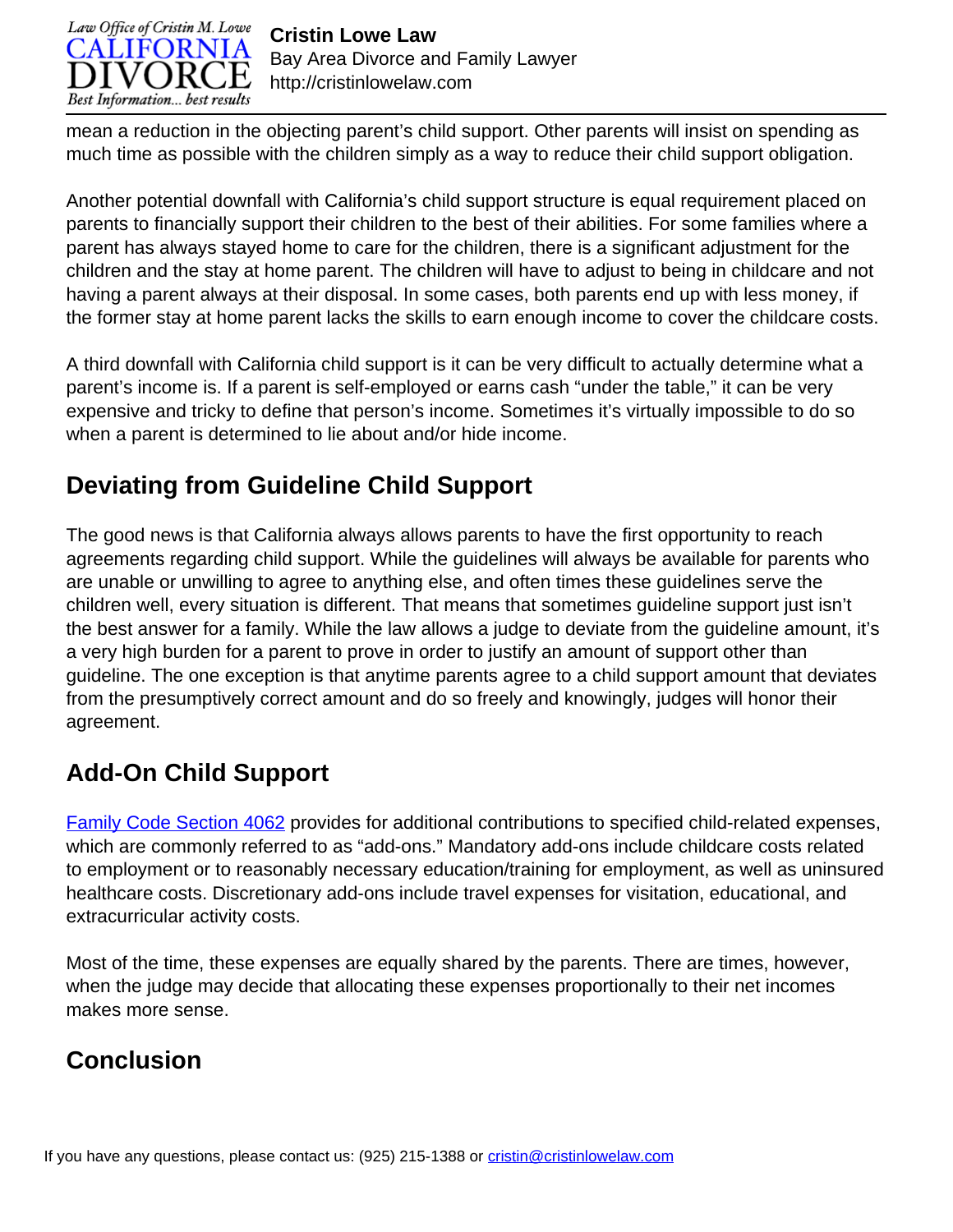mean a reduction in the objecting parent's child support. Other parents will insist on spending as much time as possible with the children simply as a way to reduce their child support obligation.

Another potential downfall with California's child support structure is equal requirement placed on parents to financially support their children to the best of their abilities. For some families where a parent has always stayed home to care for the children, there is a significant adjustment for the children and the stay at home parent. The children will have to adjust to being in childcare and not having a parent always at their disposal. In some cases, both parents end up with less money, if the former stay at home parent lacks the skills to earn enough income to cover the childcare costs.

A third downfall with California child support is it can be very difficult to actually determine what a parent's income is. If a parent is self-employed or earns cash "under the table," it can be very expensive and tricky to define that person's income. Sometimes it's virtually impossible to do so when a parent is determined to lie about and/or hide income.

## Deviating from Guideline Child Support

The good news is that California always allows parents to have the first opportunity to reach agreements regarding child support. While the guidelines will always be available for parents who are unable or unwilling to agree to anything else, and often times these guidelines serve the children well, every situation is different. That means that sometimes guideline support just isn't the best answer for a family. While the law allows a judge to deviate from the guideline amount, it's a very high burden for a parent to prove in order to justify an amount of support other than guideline. The one exception is that anytime parents agree to a child support amount that deviates from the presumptively correct amount and do so freely and knowingly, judges will honor their agreement.

## Add-On Child Support

[Family Code Section 4062] provides for additional contributions to specified child-related expenses, which are commonly referred to as "add-ons." Mandatory add-ons include childcare costs related to employment or to reasonably necessary education/training for employment, as well as uninsured healthcare costs. Discretionary add-ons include travel expenses for visitation, educational, and extracurricular activity costs.

Most of the time, these expenses are equally shared by the parents. There are times, however, when the judge may decide that allocating these expenses proportionally to their net incomes makes more sense.

## Conclusion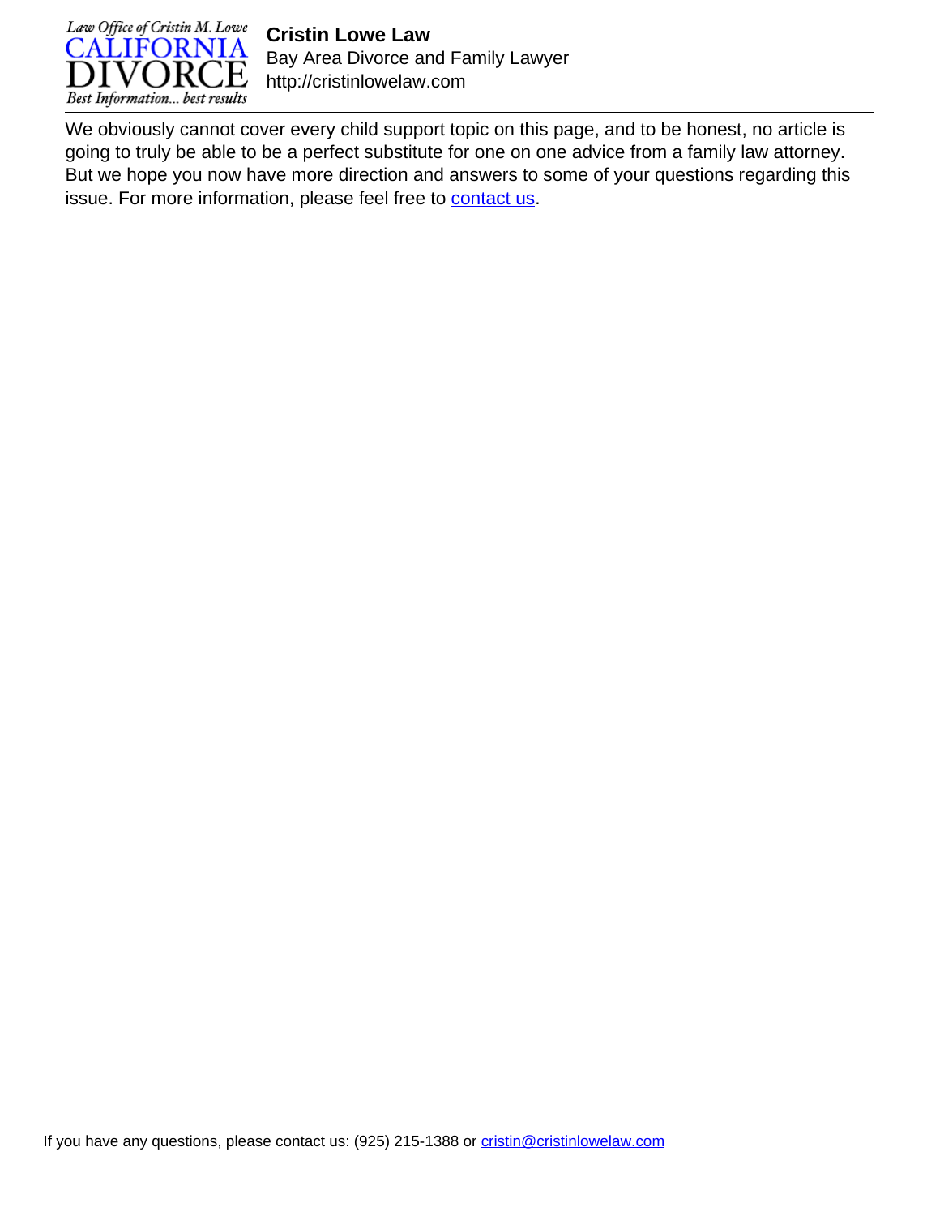We obviously cannot cover every child support topic on this page, and to be honest, no article is going to truly be able to be a perfect substitute for one on one advice from a family law attorney. But we hope you now have more direction and answers to some of your questions regarding this issue. For more information, please feel free to contact us.